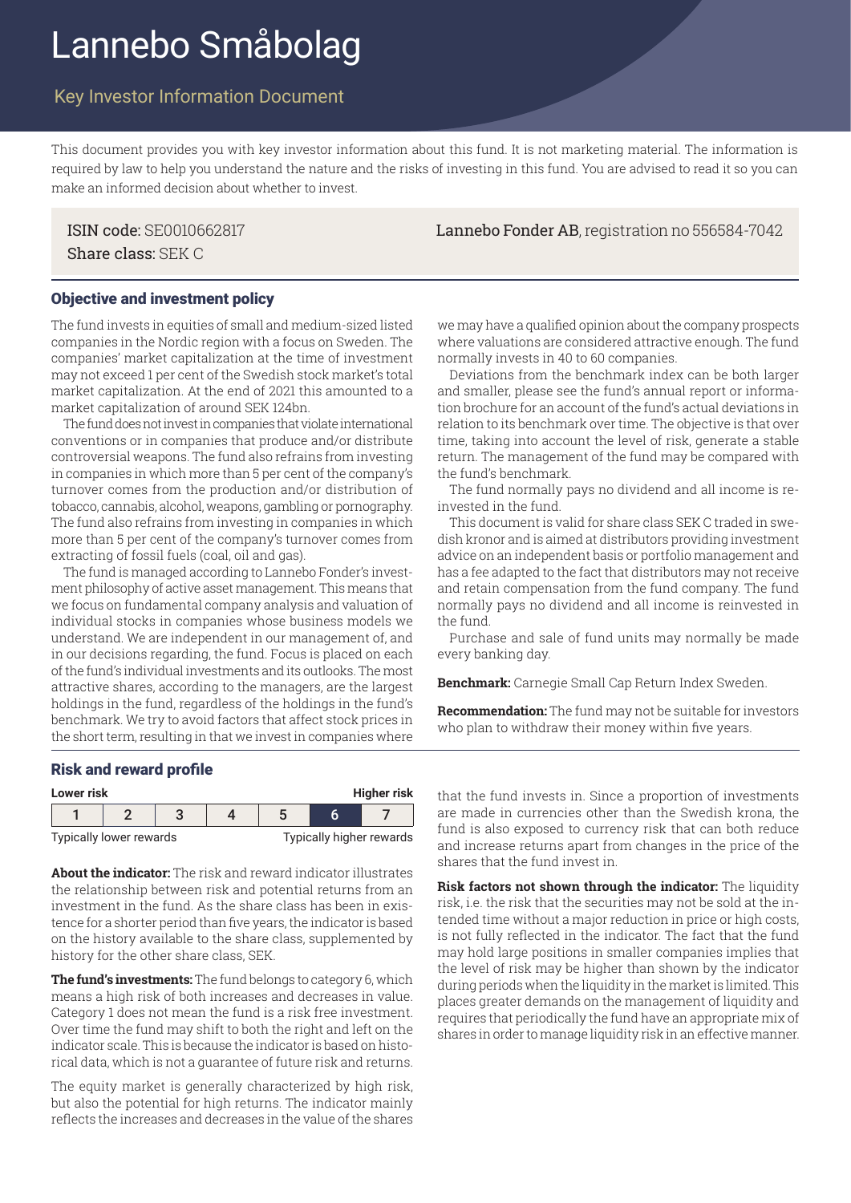# Lannebo Småbolag

## Key Investor Information Document

This document provides you with key investor information about this fund. It is not marketing material. The information is required by law to help you understand the nature and the risks of investing in this fund. You are advised to read it so you can make an informed decision about whether to invest.

ISIN code: SE0010662817
Share class: SEK C

**Lannebo Fonder AB**, registration no 556584-7042

### Objective and investment policy

The fund invests in equities of small and medium-sized listed companies in the Nordic region with a focus on Sweden. The companies' market capitalization at the time of investment may not exceed 1 per cent of the Swedish stock market's total market capitalization. At the end of 2021 this amounted to a market capitalization of around SEK 124bn.

The fund does not invest in companies that violate international conventions or in companies that produce and/or distribute controversial weapons. The fund also refrains from investing in companies in which more than 5 per cent of the company's turnover comes from the production and/or distribution of tobacco, cannabis, alcohol, weapons, gambling or pornography. The fund also refrains from investing in companies in which more than 5 per cent of the company's turnover comes from extracting of fossil fuels (coal, oil and gas).

The fund is managed according to Lannebo Fonder's investment philosophy of active asset management. This means that we focus on fundamental company analysis and valuation of individual stocks in companies whose business models we understand. We are independent in our management of, and in our decisions regarding, the fund. Focus is placed on each of the fund's individual investments and its outlooks. The most attractive shares, according to the managers, are the largest holdings in the fund, regardless of the holdings in the fund's benchmark. We try to avoid factors that affect stock prices in the short term, resulting in that we invest in companies where we may have a qualified opinion about the company prospects where valuations are considered attractive enough. The fund normally invests in 40 to 60 companies.

Deviations from the benchmark index can be both larger and smaller, please see the fund's annual report or information brochure for an account of the fund's actual deviations in relation to its benchmark over time. The objective is that over time, taking into account the level of risk, generate a stable return. The management of the fund may be compared with the fund's benchmark.

The fund normally pays no dividend and all income is reinvested in the fund.

This document is valid for share class SEK C traded in swedish kronor and is aimed at distributors providing investment advice on an independent basis or portfolio management and has a fee adapted to the fact that distributors may not receive and retain compensation from the fund company. The fund normally pays no dividend and all income is reinvested in the fund.

Purchase and sale of fund units may normally be made every banking day.

**Benchmark:** Carnegie Small Cap Return Index Sweden.

**Recommendation:** The fund may not be suitable for investors who plan to withdraw their money within five years.

### Risk and reward profile

| Lower risk | | | | | | Higher risk |
|---|---|---|---|---|---|---|
| 1 | 2 | 3 | 4 | 5 | **6** | 7 |
| Typically lower rewards | | | | | | Typically higher rewards |

**About the indicator:** The risk and reward indicator illustrates the relationship between risk and potential returns from an investment in the fund. As the share class has been in existence for a shorter period than five years, the indicator is based on the history available to the share class, supplemented by history for the other share class, SEK.

**The fund's investments:** The fund belongs to category 6, which means a high risk of both increases and decreases in value. Category 1 does not mean the fund is a risk free investment. Over time the fund may shift to both the right and left on the indicator scale. This is because the indicator is based on historical data, which is not a guarantee of future risk and returns.

The equity market is generally characterized by high risk, but also the potential for high returns. The indicator mainly reflects the increases and decreases in the value of the shares that the fund invests in. Since a proportion of investments are made in currencies other than the Swedish krona, the fund is also exposed to currency risk that can both reduce and increase returns apart from changes in the price of the shares that the fund invest in.

**Risk factors not shown through the indicator:** The liquidity risk, i.e. the risk that the securities may not be sold at the intended time without a major reduction in price or high costs, is not fully reflected in the indicator. The fact that the fund may hold large positions in smaller companies implies that the level of risk may be higher than shown by the indicator during periods when the liquidity in the market is limited. This places greater demands on the management of liquidity and requires that periodically the fund have an appropriate mix of shares in order to manage liquidity risk in an effective manner.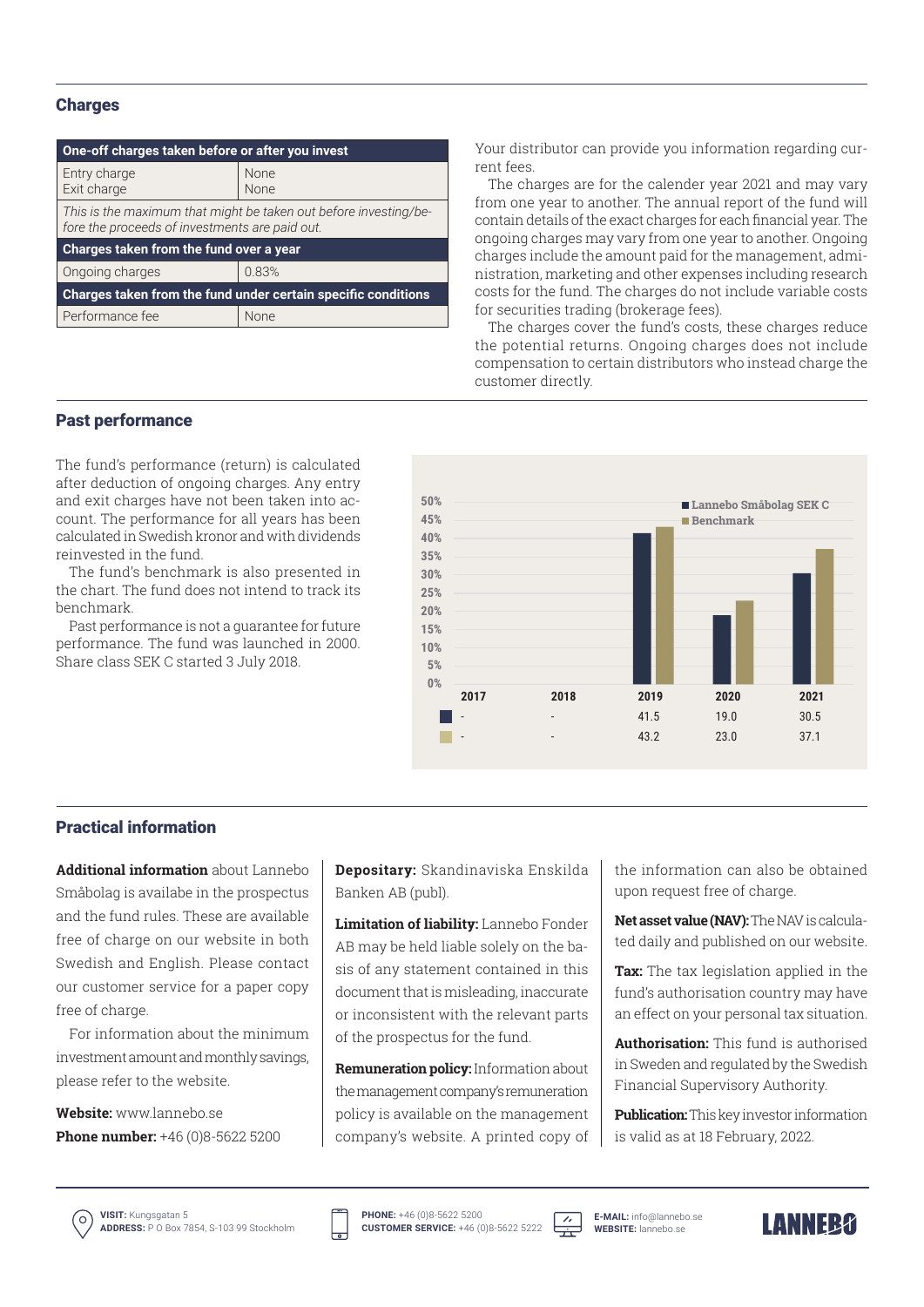## Charges

| One-off charges taken before or after you invest | |
|---|---|
| Entry charge | None |
| Exit charge | None |
| *This is the maximum that might be taken out before investing/before the proceeds of investments are paid out.* | |
| **Charges taken from the fund over a year** | |
| Ongoing charges | 0.83% |
| **Charges taken from the fund under certain specific conditions** | |
| Performance fee | None |

Your distributor can provide you information regarding current fees.

The charges are for the calender year 2021 and may vary from one year to another. The annual report of the fund will contain details of the exact charges for each financial year. The ongoing charges may vary from one year to another. Ongoing charges include the amount paid for the management, administration, marketing and other expenses including research costs for the fund. The charges do not include variable costs for securities trading (brokerage fees).

The charges cover the fund's costs, these charges reduce the potential returns. Ongoing charges does not include compensation to certain distributors who instead charge the customer directly.

## Past performance

The fund's performance (return) is calculated after deduction of ongoing charges. Any entry and exit charges have not been taken into account. The performance for all years has been calculated in Swedish kronor and with dividends reinvested in the fund.

The fund's benchmark is also presented in the chart. The fund does not intend to track its benchmark.

Past performance is not a guarantee for future performance. The fund was launched in 2000. Share class SEK C started 3 July 2018.

Lannebo Småbolag SEK C
Benchmark

50%
45%
40%
35%
30%
25%
20%
15%
10%
5%
0%

| | 2017 | 2018 | 2019 | 2020 | 2021 |
|---|---|---|---|---|---|
| Lannebo Småbolag SEK C | - | - | 41.5 | 19.0 | 30.5 |
| Benchmark | - | - | 43.2 | 23.0 | 37.1 |

## Practical information

**Additional information** about Lannebo Småbolag is availabe in the prospectus and the fund rules. These are available free of charge on our website in both Swedish and English. Please contact our customer service for a paper copy free of charge.

For information about the minimum investment amount and monthly savings, please refer to the website.

**Website:** www.lannebo.se
**Phone number:** +46 (0)8-5622 5200

**Depositary:** Skandinaviska Enskilda Banken AB (publ).

**Limitation of liability:** Lannebo Fonder AB may be held liable solely on the basis of any statement contained in this document that is misleading, inaccurate or inconsistent with the relevant parts of the prospectus for the fund.

**Remuneration policy:** Information about the management company's remuneration policy is available on the management company's website. A printed copy of the information can also be obtained upon request free of charge.

**Net asset value (NAV):** The NAV is calculated daily and published on our website.

**Tax:** The tax legislation applied in the fund's authorisation country may have an effect on your personal tax situation.

**Authorisation:** This fund is authorised in Sweden and regulated by the Swedish Financial Supervisory Authority.

**Publication:** This key investor information is valid as at 18 February, 2022.

**VISIT:** Kungsgatan 5
**ADDRESS:** P O Box 7854, S-103 99 Stockholm

**PHONE:** +46 (0)8-5622 5200
**CUSTOMER SERVICE:** +46 (0)8-5622 5222

**E-MAIL:** info@lannebo.se
**WEBSITE:** lannebo.se

LANNEBO